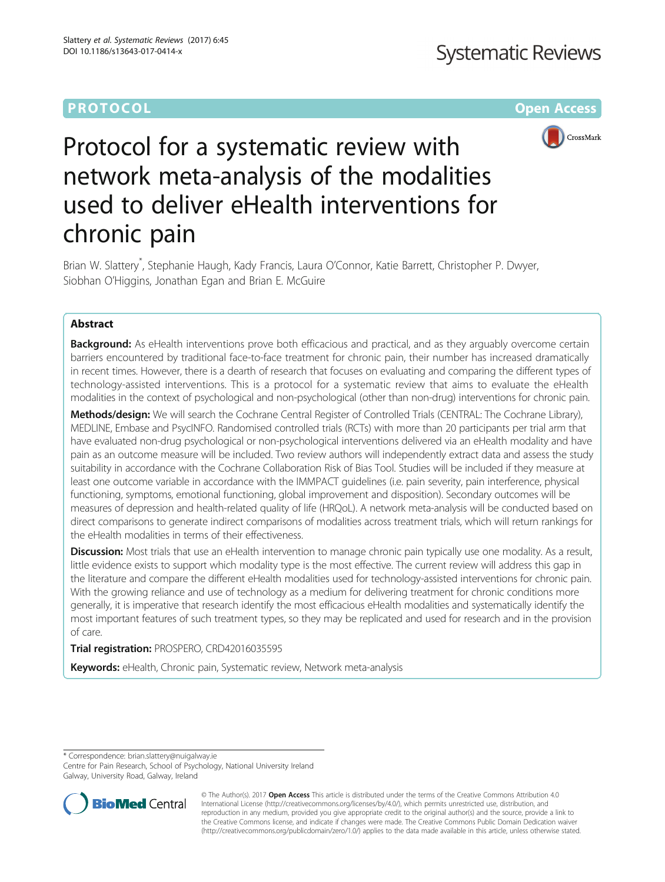PROTOCOL Open Access

# Protocol for a systematic review with network meta-analysis of the modalities used to deliver eHealth interventions for chronic pain

Brian W. Slattery*, Stephanie Haugh, Kady Francis, Laura O'Connor, Katie Barrett, Christopher P. Dwyer, Siobhan O'Higgins, Jonathan Egan and Brian E. McGuire

## Abstract

**Background:** As eHealth interventions prove both efficacious and practical, and as they arguably overcome certain barriers encountered by traditional face-to-face treatment for chronic pain, their number has increased dramatically in recent times. However, there is a dearth of research that focuses on evaluating and comparing the different types of technology-assisted interventions. This is a protocol for a systematic review that aims to evaluate the eHealth modalities in the context of psychological and non-psychological (other than non-drug) interventions for chronic pain.

**Methods/design:** We will search the Cochrane Central Register of Controlled Trials (CENTRAL: The Cochrane Library), MEDLINE, Embase and PsycINFO. Randomised controlled trials (RCTs) with more than 20 participants per trial arm that have evaluated non-drug psychological or non-psychological interventions delivered via an eHealth modality and have pain as an outcome measure will be included. Two review authors will independently extract data and assess the study suitability in accordance with the Cochrane Collaboration Risk of Bias Tool. Studies will be included if they measure at least one outcome variable in accordance with the IMMPACT guidelines (i.e. pain severity, pain interference, physical functioning, symptoms, emotional functioning, global improvement and disposition). Secondary outcomes will be measures of depression and health-related quality of life (HRQoL). A network meta-analysis will be conducted based on direct comparisons to generate indirect comparisons of modalities across treatment trials, which will return rankings for the eHealth modalities in terms of their effectiveness.

**Discussion:** Most trials that use an eHealth intervention to manage chronic pain typically use one modality. As a result, little evidence exists to support which modality type is the most effective. The current review will address this gap in the literature and compare the different eHealth modalities used for technology-assisted interventions for chronic pain. With the growing reliance and use of technology as a medium for delivering treatment for chronic conditions more generally, it is imperative that research identify the most efficacious eHealth modalities and systematically identify the most important features of such treatment types, so they may be replicated and used for research and in the provision of care.

**Trial registration:** PROSPERO, CRD42016035595

**Keywords:** eHealth, Chronic pain, Systematic review, Network meta-analysis

* Correspondence: brian.slattery@nuigalway.ie
Centre for Pain Research, School of Psychology, National University Ireland Galway, University Road, Galway, Ireland

© The Author(s). 2017 **Open Access** This article is distributed under the terms of the Creative Commons Attribution 4.0 International License (http://creativecommons.org/licenses/by/4.0/), which permits unrestricted use, distribution, and reproduction in any medium, provided you give appropriate credit to the original author(s) and the source, provide a link to the Creative Commons license, and indicate if changes were made. The Creative Commons Public Domain Dedication waiver (http://creativecommons.org/publicdomain/zero/1.0/) applies to the data made available in this article, unless otherwise stated.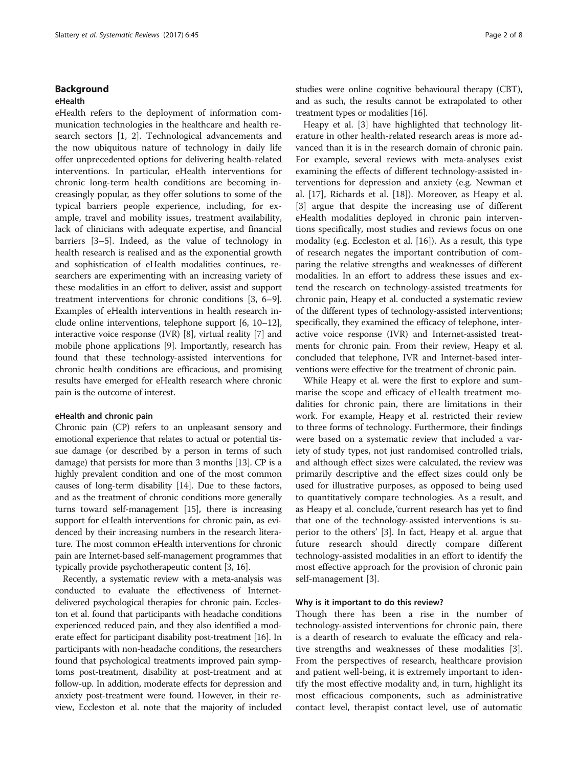## Background

### eHealth

eHealth refers to the deployment of information communication technologies in the healthcare and health research sectors [1, 2]. Technological advancements and the now ubiquitous nature of technology in daily life offer unprecedented options for delivering health-related interventions. In particular, eHealth interventions for chronic long-term health conditions are becoming increasingly popular, as they offer solutions to some of the typical barriers people experience, including, for example, travel and mobility issues, treatment availability, lack of clinicians with adequate expertise, and financial barriers [3–5]. Indeed, as the value of technology in health research is realised and as the exponential growth and sophistication of eHealth modalities continues, researchers are experimenting with an increasing variety of these modalities in an effort to deliver, assist and support treatment interventions for chronic conditions [3, 6–9]. Examples of eHealth interventions in health research include online interventions, telephone support [6, 10–12], interactive voice response (IVR) [8], virtual reality [7] and mobile phone applications [9]. Importantly, research has found that these technology-assisted interventions for chronic health conditions are efficacious, and promising results have emerged for eHealth research where chronic pain is the outcome of interest.

### eHealth and chronic pain

Chronic pain (CP) refers to an unpleasant sensory and emotional experience that relates to actual or potential tissue damage (or described by a person in terms of such damage) that persists for more than 3 months [13]. CP is a highly prevalent condition and one of the most common causes of long-term disability [14]. Due to these factors, and as the treatment of chronic conditions more generally turns toward self-management [15], there is increasing support for eHealth interventions for chronic pain, as evidenced by their increasing numbers in the research literature. The most common eHealth interventions for chronic pain are Internet-based self-management programmes that typically provide psychotherapeutic content [3, 16].

Recently, a systematic review with a meta-analysis was conducted to evaluate the effectiveness of Internet-delivered psychological therapies for chronic pain. Eccleston et al. found that participants with headache conditions experienced reduced pain, and they also identified a moderate effect for participant disability post-treatment [16]. In participants with non-headache conditions, the researchers found that psychological treatments improved pain symptoms post-treatment, disability at post-treatment and at follow-up. In addition, moderate effects for depression and anxiety post-treatment were found. However, in their review, Eccleston et al. note that the majority of included studies were online cognitive behavioural therapy (CBT), and as such, the results cannot be extrapolated to other treatment types or modalities [16].

Heapy et al. [3] have highlighted that technology literature in other health-related research areas is more advanced than it is in the research domain of chronic pain. For example, several reviews with meta-analyses exist examining the effects of different technology-assisted interventions for depression and anxiety (e.g. Newman et al. [17], Richards et al. [18]). Moreover, as Heapy et al. [3] argue that despite the increasing use of different eHealth modalities deployed in chronic pain interventions specifically, most studies and reviews focus on one modality (e.g. Eccleston et al. [16]). As a result, this type of research negates the important contribution of comparing the relative strengths and weaknesses of different modalities. In an effort to address these issues and extend the research on technology-assisted treatments for chronic pain, Heapy et al. conducted a systematic review of the different types of technology-assisted interventions; specifically, they examined the efficacy of telephone, interactive voice response (IVR) and Internet-assisted treatments for chronic pain. From their review, Heapy et al. concluded that telephone, IVR and Internet-based interventions were effective for the treatment of chronic pain.

While Heapy et al. were the first to explore and summarise the scope and efficacy of eHealth treatment modalities for chronic pain, there are limitations in their work. For example, Heapy et al. restricted their review to three forms of technology. Furthermore, their findings were based on a systematic review that included a variety of study types, not just randomised controlled trials, and although effect sizes were calculated, the review was primarily descriptive and the effect sizes could only be used for illustrative purposes, as opposed to being used to quantitatively compare technologies. As a result, and as Heapy et al. conclude, 'current research has yet to find that one of the technology-assisted interventions is superior to the others' [3]. In fact, Heapy et al. argue that future research should directly compare different technology-assisted modalities in an effort to identify the most effective approach for the provision of chronic pain self-management [3].

### Why is it important to do this review?

Though there has been a rise in the number of technology-assisted interventions for chronic pain, there is a dearth of research to evaluate the efficacy and relative strengths and weaknesses of these modalities [3]. From the perspectives of research, healthcare provision and patient well-being, it is extremely important to identify the most effective modality and, in turn, highlight its most efficacious components, such as administrative contact level, therapist contact level, use of automatic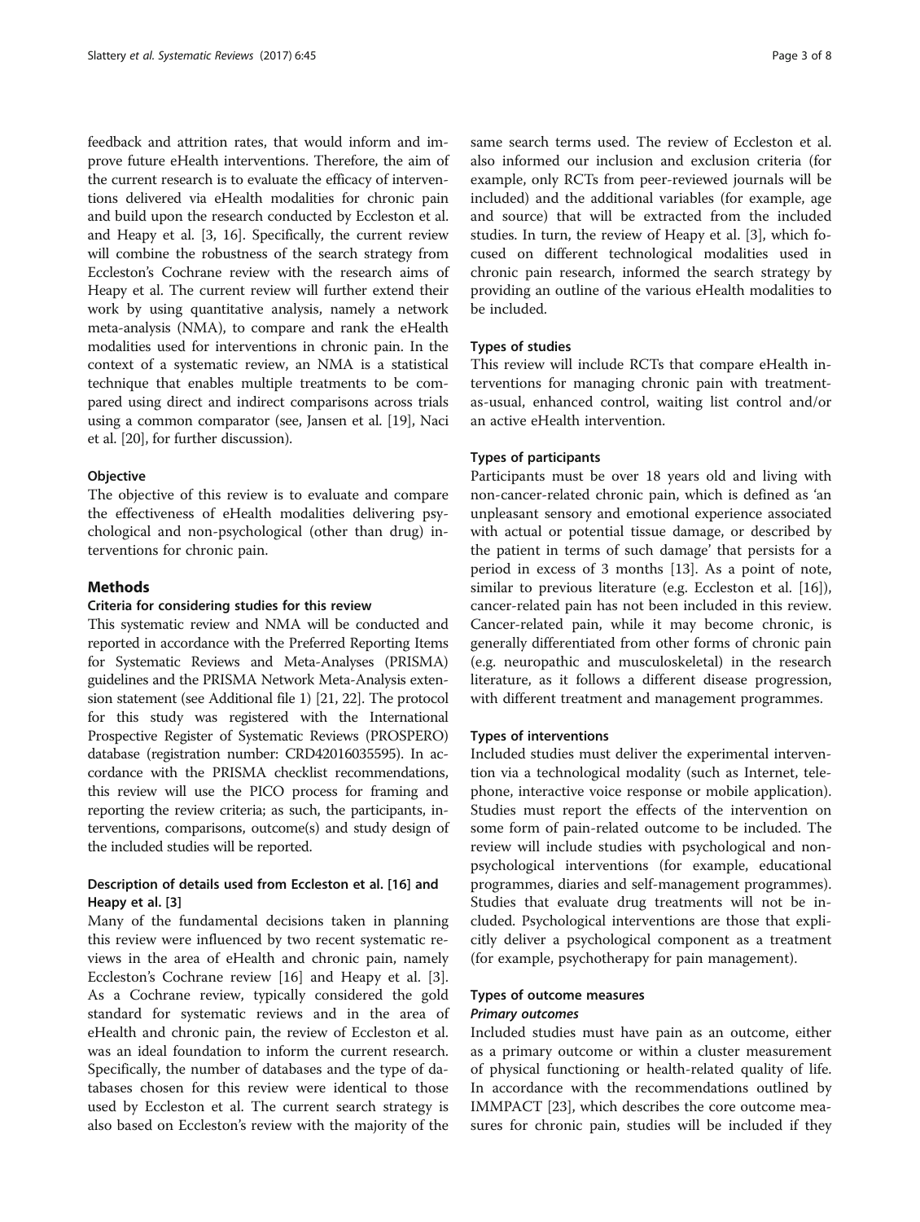feedback and attrition rates, that would inform and improve future eHealth interventions. Therefore, the aim of the current research is to evaluate the efficacy of interventions delivered via eHealth modalities for chronic pain and build upon the research conducted by Eccleston et al. and Heapy et al. [3, 16]. Specifically, the current review will combine the robustness of the search strategy from Eccleston's Cochrane review with the research aims of Heapy et al. The current review will further extend their work by using quantitative analysis, namely a network meta-analysis (NMA), to compare and rank the eHealth modalities used for interventions in chronic pain. In the context of a systematic review, an NMA is a statistical technique that enables multiple treatments to be compared using direct and indirect comparisons across trials using a common comparator (see, Jansen et al. [19], Naci et al. [20], for further discussion).

### Objective

The objective of this review is to evaluate and compare the effectiveness of eHealth modalities delivering psychological and non-psychological (other than drug) interventions for chronic pain.

## Methods

### Criteria for considering studies for this review

This systematic review and NMA will be conducted and reported in accordance with the Preferred Reporting Items for Systematic Reviews and Meta-Analyses (PRISMA) guidelines and the PRISMA Network Meta-Analysis extension statement (see Additional file 1) [21, 22]. The protocol for this study was registered with the International Prospective Register of Systematic Reviews (PROSPERO) database (registration number: CRD42016035595). In accordance with the PRISMA checklist recommendations, this review will use the PICO process for framing and reporting the review criteria; as such, the participants, interventions, comparisons, outcome(s) and study design of the included studies will be reported.

### Description of details used from Eccleston et al. [16] and Heapy et al. [3]

Many of the fundamental decisions taken in planning this review were influenced by two recent systematic reviews in the area of eHealth and chronic pain, namely Eccleston's Cochrane review [16] and Heapy et al. [3]. As a Cochrane review, typically considered the gold standard for systematic reviews and in the area of eHealth and chronic pain, the review of Eccleston et al. was an ideal foundation to inform the current research. Specifically, the number of databases and the type of databases chosen for this review were identical to those used by Eccleston et al. The current search strategy is also based on Eccleston's review with the majority of the same search terms used. The review of Eccleston et al. also informed our inclusion and exclusion criteria (for example, only RCTs from peer-reviewed journals will be included) and the additional variables (for example, age and source) that will be extracted from the included studies. In turn, the review of Heapy et al. [3], which focused on different technological modalities used in chronic pain research, informed the search strategy by providing an outline of the various eHealth modalities to be included.

### Types of studies

This review will include RCTs that compare eHealth interventions for managing chronic pain with treatment-as-usual, enhanced control, waiting list control and/or an active eHealth intervention.

### Types of participants

Participants must be over 18 years old and living with non-cancer-related chronic pain, which is defined as 'an unpleasant sensory and emotional experience associated with actual or potential tissue damage, or described by the patient in terms of such damage' that persists for a period in excess of 3 months [13]. As a point of note, similar to previous literature (e.g. Eccleston et al. [16]), cancer-related pain has not been included in this review. Cancer-related pain, while it may become chronic, is generally differentiated from other forms of chronic pain (e.g. neuropathic and musculoskeletal) in the research literature, as it follows a different disease progression, with different treatment and management programmes.

### Types of interventions

Included studies must deliver the experimental intervention via a technological modality (such as Internet, telephone, interactive voice response or mobile application). Studies must report the effects of the intervention on some form of pain-related outcome to be included. The review will include studies with psychological and non-psychological interventions (for example, educational programmes, diaries and self-management programmes). Studies that evaluate drug treatments will not be included. Psychological interventions are those that explicitly deliver a psychological component as a treatment (for example, psychotherapy for pain management).

### Types of outcome measures

#### *Primary outcomes*

Included studies must have pain as an outcome, either as a primary outcome or within a cluster measurement of physical functioning or health-related quality of life. In accordance with the recommendations outlined by IMMPACT [23], which describes the core outcome measures for chronic pain, studies will be included if they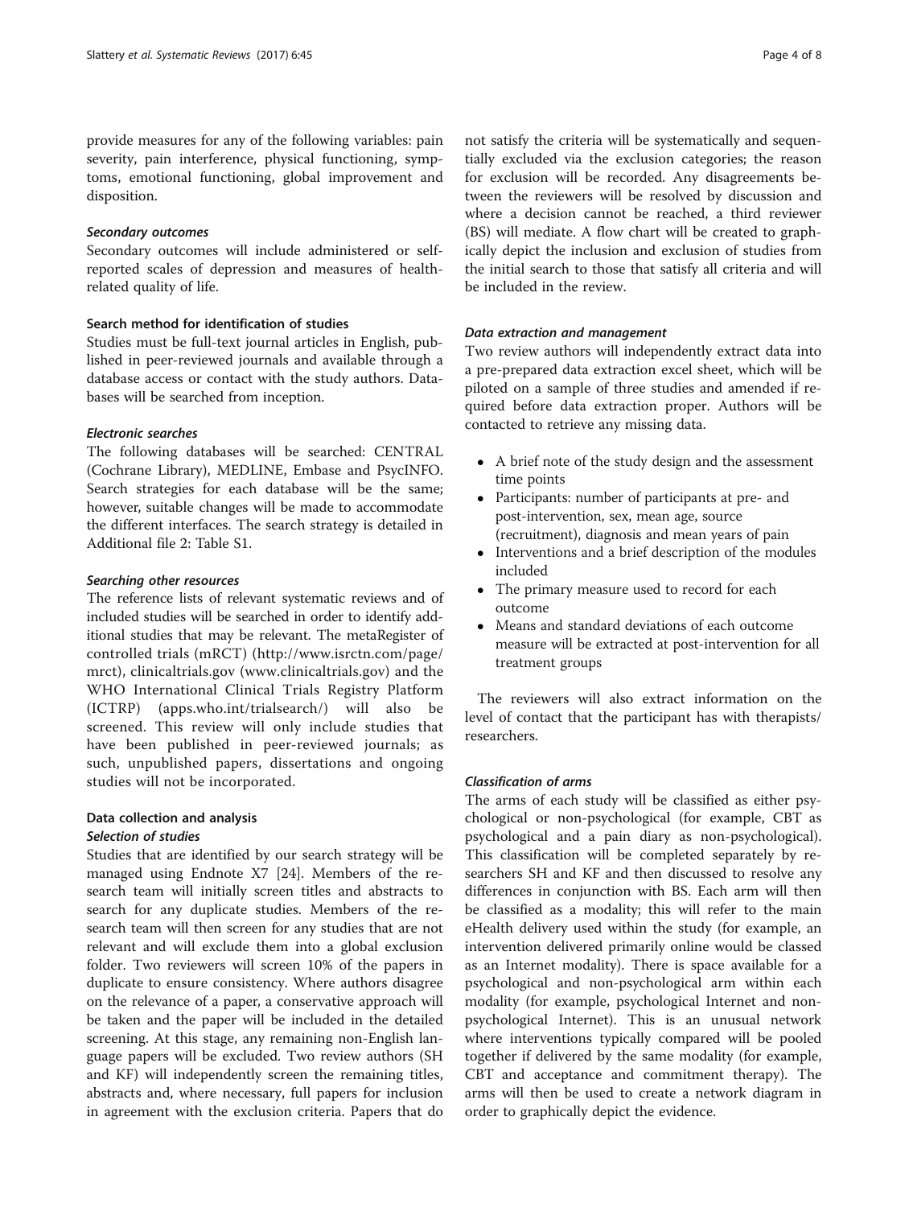provide measures for any of the following variables: pain severity, pain interference, physical functioning, symptoms, emotional functioning, global improvement and disposition.

#### *Secondary outcomes*

Secondary outcomes will include administered or self-reported scales of depression and measures of health-related quality of life.

### Search method for identification of studies

Studies must be full-text journal articles in English, published in peer-reviewed journals and available through a database access or contact with the study authors. Databases will be searched from inception.

#### *Electronic searches*

The following databases will be searched: CENTRAL (Cochrane Library), MEDLINE, Embase and PsycINFO. Search strategies for each database will be the same; however, suitable changes will be made to accommodate the different interfaces. The search strategy is detailed in Additional file 2: Table S1.

#### *Searching other resources*

The reference lists of relevant systematic reviews and of included studies will be searched in order to identify additional studies that may be relevant. The metaRegister of controlled trials (mRCT) (http://www.isrctn.com/page/mrct), clinicaltrials.gov (www.clinicaltrials.gov) and the WHO International Clinical Trials Registry Platform (ICTRP) (apps.who.int/trialsearch/) will also be screened. This review will only include studies that have been published in peer-reviewed journals; as such, unpublished papers, dissertations and ongoing studies will not be incorporated.

### Data collection and analysis

#### *Selection of studies*

Studies that are identified by our search strategy will be managed using Endnote X7 [24]. Members of the research team will initially screen titles and abstracts to search for any duplicate studies. Members of the research team will then screen for any studies that are not relevant and will exclude them into a global exclusion folder. Two reviewers will screen 10% of the papers in duplicate to ensure consistency. Where authors disagree on the relevance of a paper, a conservative approach will be taken and the paper will be included in the detailed screening. At this stage, any remaining non-English language papers will be excluded. Two review authors (SH and KF) will independently screen the remaining titles, abstracts and, where necessary, full papers for inclusion in agreement with the exclusion criteria. Papers that do not satisfy the criteria will be systematically and sequentially excluded via the exclusion categories; the reason for exclusion will be recorded. Any disagreements between the reviewers will be resolved by discussion and where a decision cannot be reached, a third reviewer (BS) will mediate. A flow chart will be created to graphically depict the inclusion and exclusion of studies from the initial search to those that satisfy all criteria and will be included in the review.

#### *Data extraction and management*

Two review authors will independently extract data into a pre-prepared data extraction excel sheet, which will be piloted on a sample of three studies and amended if required before data extraction proper. Authors will be contacted to retrieve any missing data.

- A brief note of the study design and the assessment time points
- Participants: number of participants at pre- and post-intervention, sex, mean age, source (recruitment), diagnosis and mean years of pain
- Interventions and a brief description of the modules included
- The primary measure used to record for each outcome
- Means and standard deviations of each outcome measure will be extracted at post-intervention for all treatment groups

The reviewers will also extract information on the level of contact that the participant has with therapists/researchers.

#### *Classification of arms*

The arms of each study will be classified as either psychological or non-psychological (for example, CBT as psychological and a pain diary as non-psychological). This classification will be completed separately by researchers SH and KF and then discussed to resolve any differences in conjunction with BS. Each arm will then be classified as a modality; this will refer to the main eHealth delivery used within the study (for example, an intervention delivered primarily online would be classed as an Internet modality). There is space available for a psychological and non-psychological arm within each modality (for example, psychological Internet and non-psychological Internet). This is an unusual network where interventions typically compared will be pooled together if delivered by the same modality (for example, CBT and acceptance and commitment therapy). The arms will then be used to create a network diagram in order to graphically depict the evidence.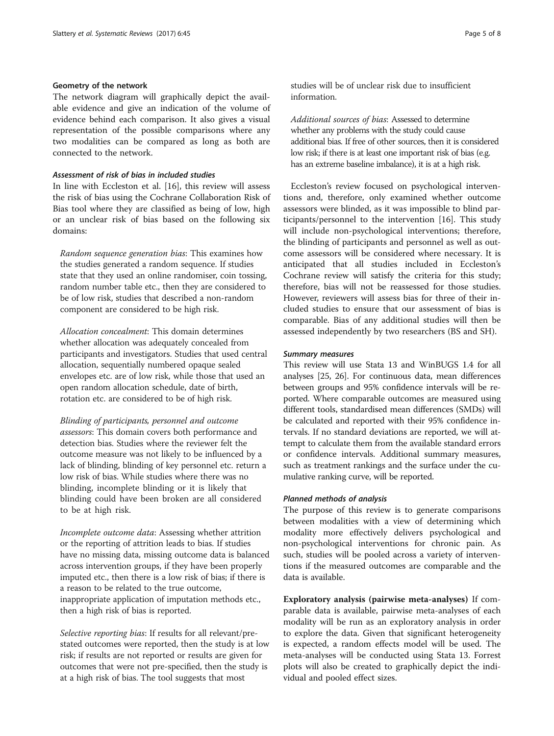### Geometry of the network

The network diagram will graphically depict the available evidence and give an indication of the volume of evidence behind each comparison. It also gives a visual representation of the possible comparisons where any two modalities can be compared as long as both are connected to the network.

#### Assessment of risk of bias in included studies

In line with Eccleston et al. [16], this review will assess the risk of bias using the Cochrane Collaboration Risk of Bias tool where they are classified as being of low, high or an unclear risk of bias based on the following six domains:

*Random sequence generation bias*: This examines how the studies generated a random sequence. If studies state that they used an online randomiser, coin tossing, random number table etc., then they are considered to be of low risk, studies that described a non-random component are considered to be high risk.

*Allocation concealment*: This domain determines whether allocation was adequately concealed from participants and investigators. Studies that used central allocation, sequentially numbered opaque sealed envelopes etc. are of low risk, while those that used an open random allocation schedule, date of birth, rotation etc. are considered to be of high risk.

*Blinding of participants, personnel and outcome assessors*: This domain covers both performance and detection bias. Studies where the reviewer felt the outcome measure was not likely to be influenced by a lack of blinding, blinding of key personnel etc. return a low risk of bias. While studies where there was no blinding, incomplete blinding or it is likely that blinding could have been broken are all considered to be at high risk.

*Incomplete outcome data*: Assessing whether attrition or the reporting of attrition leads to bias. If studies have no missing data, missing outcome data is balanced across intervention groups, if they have been properly imputed etc., then there is a low risk of bias; if there is a reason to be related to the true outcome, inappropriate application of imputation methods etc., then a high risk of bias is reported.

*Selective reporting bias*: If results for all relevant/pre-stated outcomes were reported, then the study is at low risk; if results are not reported or results are given for outcomes that were not pre-specified, then the study is at a high risk of bias. The tool suggests that most studies will be of unclear risk due to insufficient information.

*Additional sources of bias*: Assessed to determine whether any problems with the study could cause additional bias. If free of other sources, then it is considered low risk; if there is at least one important risk of bias (e.g. has an extreme baseline imbalance), it is at a high risk.

Eccleston's review focused on psychological interventions and, therefore, only examined whether outcome assessors were blinded, as it was impossible to blind participants/personnel to the intervention [16]. This study will include non-psychological interventions; therefore, the blinding of participants and personnel as well as outcome assessors will be considered where necessary. It is anticipated that all studies included in Eccleston's Cochrane review will satisfy the criteria for this study; therefore, bias will not be reassessed for those studies. However, reviewers will assess bias for three of their included studies to ensure that our assessment of bias is comparable. Bias of any additional studies will then be assessed independently by two researchers (BS and SH).

#### Summary measures

This review will use Stata 13 and WinBUGS 1.4 for all analyses [25, 26]. For continuous data, mean differences between groups and 95% confidence intervals will be reported. Where comparable outcomes are measured using different tools, standardised mean differences (SMDs) will be calculated and reported with their 95% confidence intervals. If no standard deviations are reported, we will attempt to calculate them from the available standard errors or confidence intervals. Additional summary measures, such as treatment rankings and the surface under the cumulative ranking curve, will be reported.

#### Planned methods of analysis

The purpose of this review is to generate comparisons between modalities with a view of determining which modality more effectively delivers psychological and non-psychological interventions for chronic pain. As such, studies will be pooled across a variety of interventions if the measured outcomes are comparable and the data is available.

**Exploratory analysis (pairwise meta-analyses)** If comparable data is available, pairwise meta-analyses of each modality will be run as an exploratory analysis in order to explore the data. Given that significant heterogeneity is expected, a random effects model will be used. The meta-analyses will be conducted using Stata 13. Forrest plots will also be created to graphically depict the individual and pooled effect sizes.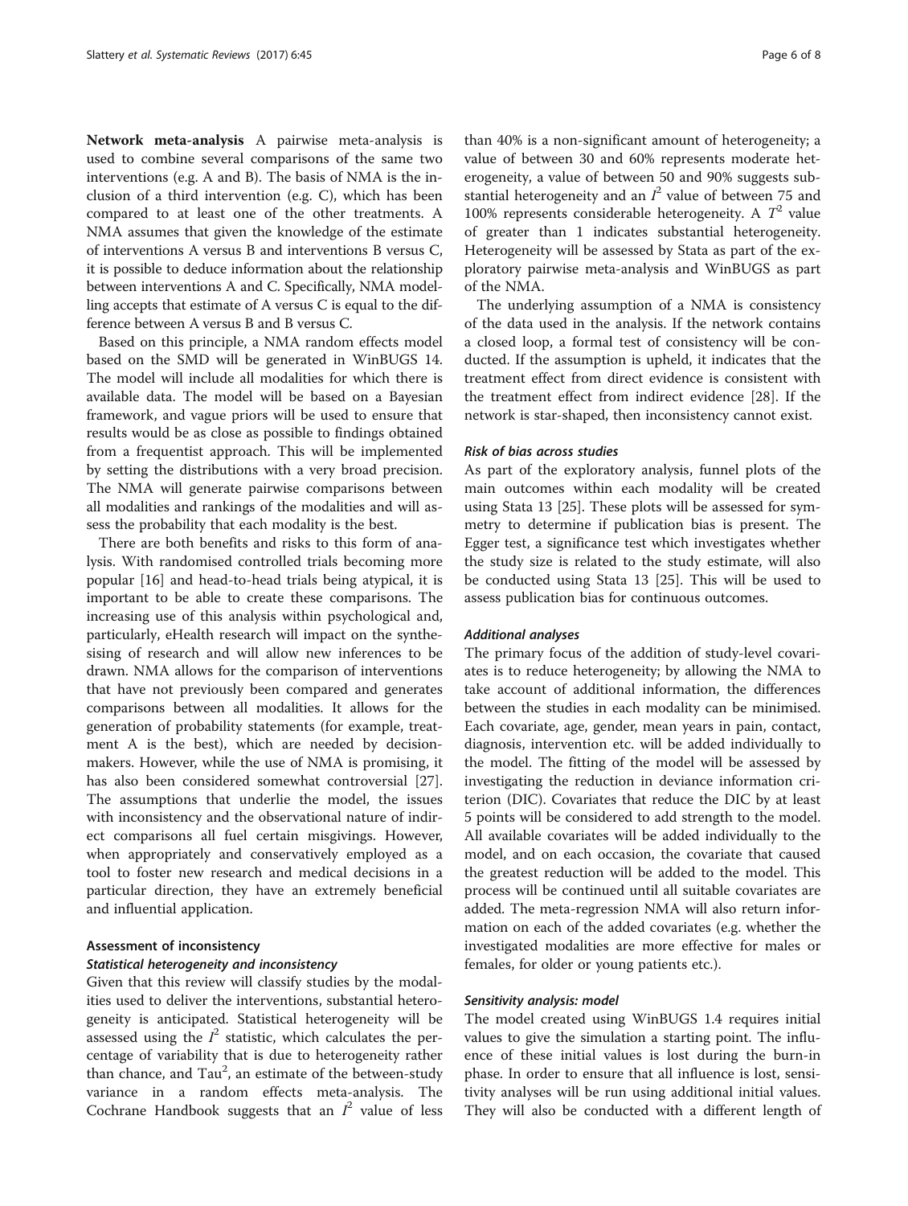**Network meta-analysis** A pairwise meta-analysis is used to combine several comparisons of the same two interventions (e.g. A and B). The basis of NMA is the inclusion of a third intervention (e.g. C), which has been compared to at least one of the other treatments. A NMA assumes that given the knowledge of the estimate of interventions A versus B and interventions B versus C, it is possible to deduce information about the relationship between interventions A and C. Specifically, NMA modelling accepts that estimate of A versus C is equal to the difference between A versus B and B versus C.

Based on this principle, a NMA random effects model based on the SMD will be generated in WinBUGS 14. The model will include all modalities for which there is available data. The model will be based on a Bayesian framework, and vague priors will be used to ensure that results would be as close as possible to findings obtained from a frequentist approach. This will be implemented by setting the distributions with a very broad precision. The NMA will generate pairwise comparisons between all modalities and rankings of the modalities and will assess the probability that each modality is the best.

There are both benefits and risks to this form of analysis. With randomised controlled trials becoming more popular [16] and head-to-head trials being atypical, it is important to be able to create these comparisons. The increasing use of this analysis within psychological and, particularly, eHealth research will impact on the synthesising of research and will allow new inferences to be drawn. NMA allows for the comparison of interventions that have not previously been compared and generates comparisons between all modalities. It allows for the generation of probability statements (for example, treatment A is the best), which are needed by decision-makers. However, while the use of NMA is promising, it has also been considered somewhat controversial [27]. The assumptions that underlie the model, the issues with inconsistency and the observational nature of indirect comparisons all fuel certain misgivings. However, when appropriately and conservatively employed as a tool to foster new research and medical decisions in a particular direction, they have an extremely beneficial and influential application.

### Assessment of inconsistency

#### *Statistical heterogeneity and inconsistency*

Given that this review will classify studies by the modalities used to deliver the interventions, substantial heterogeneity is anticipated. Statistical heterogeneity will be assessed using the $I^2$ statistic, which calculates the percentage of variability that is due to heterogeneity rather than chance, and $\text{Tau}^2$, an estimate of the between-study variance in a random effects meta-analysis. The Cochrane Handbook suggests that an $I^2$ value of less than 40% is a non-significant amount of heterogeneity; a value of between 30 and 60% represents moderate heterogeneity, a value of between 50 and 90% suggests substantial heterogeneity and an $I^2$ value of between 75 and 100% represents considerable heterogeneity. A $T^2$ value of greater than 1 indicates substantial heterogeneity. Heterogeneity will be assessed by Stata as part of the exploratory pairwise meta-analysis and WinBUGS as part of the NMA.

The underlying assumption of a NMA is consistency of the data used in the analysis. If the network contains a closed loop, a formal test of consistency will be conducted. If the assumption is upheld, it indicates that the treatment effect from direct evidence is consistent with the treatment effect from indirect evidence [28]. If the network is star-shaped, then inconsistency cannot exist.

#### *Risk of bias across studies*

As part of the exploratory analysis, funnel plots of the main outcomes within each modality will be created using Stata 13 [25]. These plots will be assessed for symmetry to determine if publication bias is present. The Egger test, a significance test which investigates whether the study size is related to the study estimate, will also be conducted using Stata 13 [25]. This will be used to assess publication bias for continuous outcomes.

#### *Additional analyses*

The primary focus of the addition of study-level covariates is to reduce heterogeneity; by allowing the NMA to take account of additional information, the differences between the studies in each modality can be minimised. Each covariate, age, gender, mean years in pain, contact, diagnosis, intervention etc. will be added individually to the model. The fitting of the model will be assessed by investigating the reduction in deviance information criterion (DIC). Covariates that reduce the DIC by at least 5 points will be considered to add strength to the model. All available covariates will be added individually to the model, and on each occasion, the covariate that caused the greatest reduction will be added to the model. This process will be continued until all suitable covariates are added. The meta-regression NMA will also return information on each of the added covariates (e.g. whether the investigated modalities are more effective for males or females, for older or young patients etc.).

#### *Sensitivity analysis: model*

The model created using WinBUGS 1.4 requires initial values to give the simulation a starting point. The influence of these initial values is lost during the burn-in phase. In order to ensure that all influence is lost, sensitivity analyses will be run using additional initial values. They will also be conducted with a different length of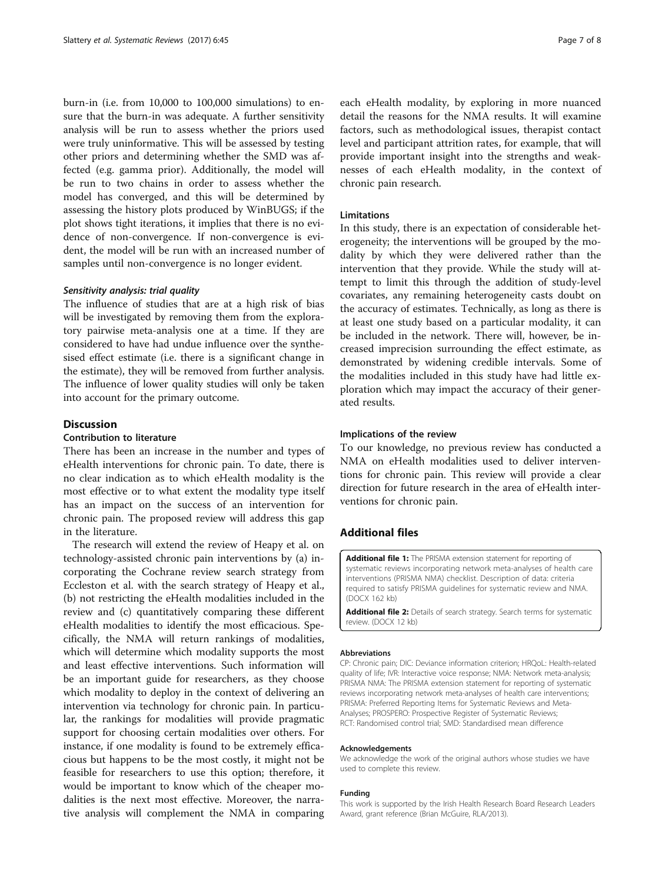burn-in (i.e. from 10,000 to 100,000 simulations) to ensure that the burn-in was adequate. A further sensitivity analysis will be run to assess whether the priors used were truly uninformative. This will be assessed by testing other priors and determining whether the SMD was affected (e.g. gamma prior). Additionally, the model will be run to two chains in order to assess whether the model has converged, and this will be determined by assessing the history plots produced by WinBUGS; if the plot shows tight iterations, it implies that there is no evidence of non-convergence. If non-convergence is evident, the model will be run with an increased number of samples until non-convergence is no longer evident.

#### *Sensitivity analysis: trial quality*

The influence of studies that are at a high risk of bias will be investigated by removing them from the exploratory pairwise meta-analysis one at a time. If they are considered to have had undue influence over the synthesised effect estimate (i.e. there is a significant change in the estimate), they will be removed from further analysis. The influence of lower quality studies will only be taken into account for the primary outcome.

## Discussion

### Contribution to literature

There has been an increase in the number and types of eHealth interventions for chronic pain. To date, there is no clear indication as to which eHealth modality is the most effective or to what extent the modality type itself has an impact on the success of an intervention for chronic pain. The proposed review will address this gap in the literature.

The research will extend the review of Heapy et al. on technology-assisted chronic pain interventions by (a) incorporating the Cochrane review search strategy from Eccleston et al. with the search strategy of Heapy et al., (b) not restricting the eHealth modalities included in the review and (c) quantitatively comparing these different eHealth modalities to identify the most efficacious. Specifically, the NMA will return rankings of modalities, which will determine which modality supports the most and least effective interventions. Such information will be an important guide for researchers, as they choose which modality to deploy in the context of delivering an intervention via technology for chronic pain. In particular, the rankings for modalities will provide pragmatic support for choosing certain modalities over others. For instance, if one modality is found to be extremely efficacious but happens to be the most costly, it might not be feasible for researchers to use this option; therefore, it would be important to know which of the cheaper modalities is the next most effective. Moreover, the narrative analysis will complement the NMA in comparing each eHealth modality, by exploring in more nuanced detail the reasons for the NMA results. It will examine factors, such as methodological issues, therapist contact level and participant attrition rates, for example, that will provide important insight into the strengths and weaknesses of each eHealth modality, in the context of chronic pain research.

### Limitations

In this study, there is an expectation of considerable heterogeneity; the interventions will be grouped by the modality by which they were delivered rather than the intervention that they provide. While the study will attempt to limit this through the addition of study-level covariates, any remaining heterogeneity casts doubt on the accuracy of estimates. Technically, as long as there is at least one study based on a particular modality, it can be included in the network. There will, however, be increased imprecision surrounding the effect estimate, as demonstrated by widening credible intervals. Some of the modalities included in this study have had little exploration which may impact the accuracy of their generated results.

### Implications of the review

To our knowledge, no previous review has conducted a NMA on eHealth modalities used to deliver interventions for chronic pain. This review will provide a clear direction for future research in the area of eHealth interventions for chronic pain.

## Additional files

**Additional file 1:** The PRISMA extension statement for reporting of systematic reviews incorporating network meta-analyses of health care interventions (PRISMA NMA) checklist. Description of data: criteria required to satisfy PRISMA guidelines for systematic review and NMA. (DOCX 162 kb)

**Additional file 2:** Details of search strategy. Search terms for systematic review. (DOCX 12 kb)

#### Abbreviations

CP: Chronic pain; DIC: Deviance information criterion; HRQoL: Health-related quality of life; IVR: Interactive voice response; NMA: Network meta-analysis; PRISMA NMA: The PRISMA extension statement for reporting of systematic reviews incorporating network meta-analyses of health care interventions; PRISMA: Preferred Reporting Items for Systematic Reviews and Meta-Analyses; PROSPERO: Prospective Register of Systematic Reviews; RCT: Randomised control trial; SMD: Standardised mean difference

#### Acknowledgements

We acknowledge the work of the original authors whose studies we have used to complete this review.

#### Funding

This work is supported by the Irish Health Research Board Research Leaders Award, grant reference (Brian McGuire, RLA/2013).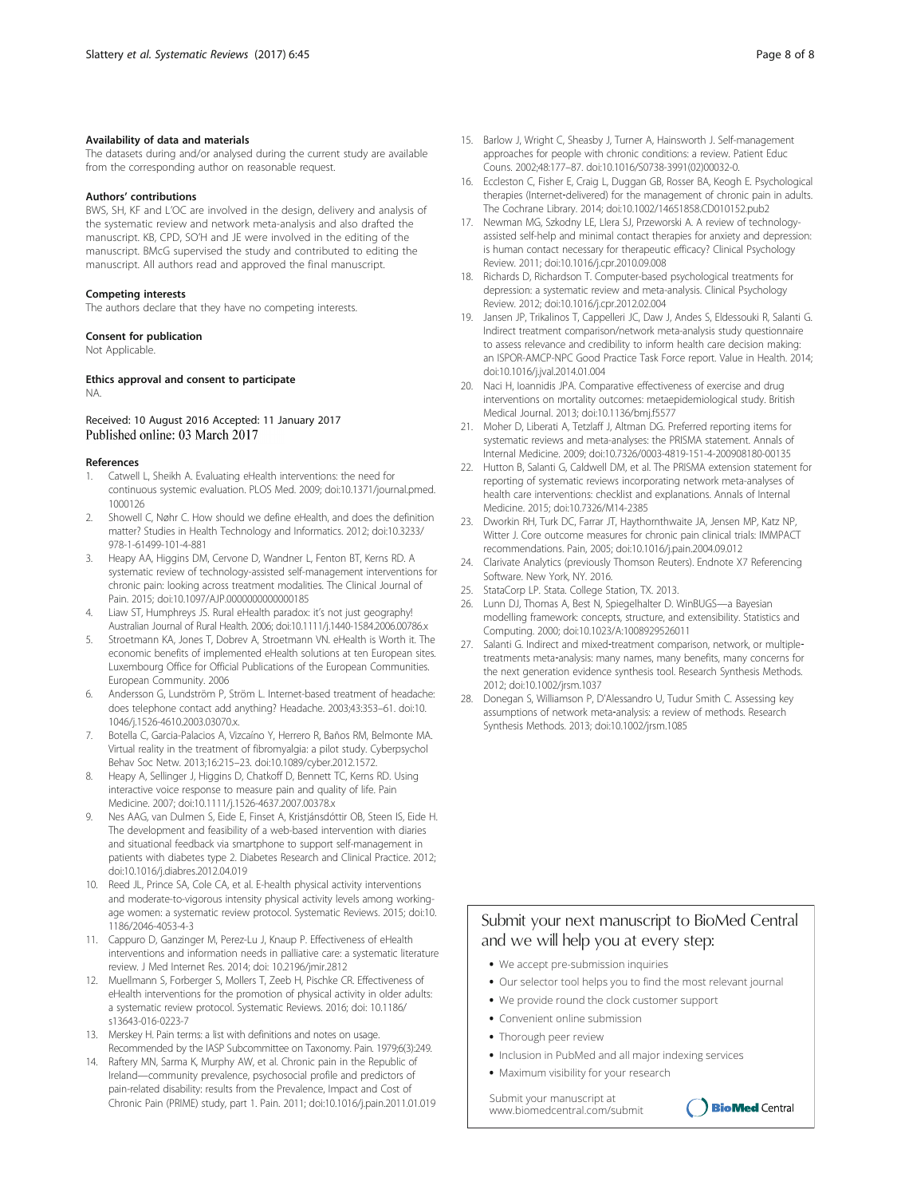#### Availability of data and materials
The datasets during and/or analysed during the current study are available from the corresponding author on reasonable request.

#### Authors' contributions
BWS, SH, KF and L'OC are involved in the design, delivery and analysis of the systematic review and network meta-analysis and also drafted the manuscript. KB, CPD, SO'H and JE were involved in the editing of the manuscript. BMcG supervised the study and contributed to editing the manuscript. All authors read and approved the final manuscript.

#### Competing interests
The authors declare that they have no competing interests.

#### Consent for publication
Not Applicable.

#### Ethics approval and consent to participate
NA.

Received: 10 August 2016 Accepted: 11 January 2017
Published online: 03 March 2017

#### References
1. Catwell L, Sheikh A. Evaluating eHealth interventions: the need for continuous systemic evaluation. PLOS Med. 2009; doi:10.1371/journal.pmed.1000126
2. Showell C, Nøhr C. How should we define eHealth, and does the definition matter? Studies in Health Technology and Informatics. 2012; doi:10.3233/978-1-61499-101-4-881
3. Heapy AA, Higgins DM, Cervone D, Wandner L, Fenton BT, Kerns RD. A systematic review of technology-assisted self-management interventions for chronic pain: looking across treatment modalities. The Clinical Journal of Pain. 2015; doi:10.1097/AJP.0000000000000185
4. Liaw ST, Humphreys JS. Rural eHealth paradox: it's not just geography! Australian Journal of Rural Health. 2006; doi:10.1111/j.1440-1584.2006.00786.x
5. Stroetmann KA, Jones T, Dobrev A, Stroetmann VN. eHealth is Worth it. The economic benefits of implemented eHealth solutions at ten European sites. Luxembourg Office for Official Publications of the European Communities. European Community. 2006
6. Andersson G, Lundström P, Ström L. Internet-based treatment of headache: does telephone contact add anything? Headache. 2003;43:353–61. doi:10.1046/j.1526-4610.2003.03070.x.
7. Botella C, Garcia-Palacios A, Vizcaíno Y, Herrero R, Baños RM, Belmonte MA. Virtual reality in the treatment of fibromyalgia: a pilot study. Cyberpsychol Behav Soc Netw. 2013;16:215–23. doi:10.1089/cyber.2012.1572.
8. Heapy A, Sellinger J, Higgins D, Chatkoff D, Bennett TC, Kerns RD. Using interactive voice response to measure pain and quality of life. Pain Medicine. 2007; doi:10.1111/j.1526-4637.2007.00378.x
9. Nes AAG, van Dulmen S, Eide E, Finset A, Kristjánsdóttir OB, Steen IS, Eide H. The development and feasibility of a web-based intervention with diaries and situational feedback via smartphone to support self-management in patients with diabetes type 2. Diabetes Research and Clinical Practice. 2012; doi:10.1016/j.diabres.2012.04.019
10. Reed JL, Prince SA, Cole CA, et al. E-health physical activity interventions and moderate-to-vigorous intensity physical activity levels among working-age women: a systematic review protocol. Systematic Reviews. 2015; doi:10.1186/2046-4053-4-3
11. Cappuro D, Ganzinger M, Perez-Lu J, Knaup P. Effectiveness of eHealth interventions and information needs in palliative care: a systematic literature review. J Med Internet Res. 2014; doi: 10.2196/jmir.2812
12. Muellmann S, Forberger S, Mollers T, Zeeb H, Pischke CR. Effectiveness of eHealth interventions for the promotion of physical activity in older adults: a systematic review protocol. Systematic Reviews. 2016; doi: 10.1186/s13643-016-0223-7
13. Merskey H. Pain terms: a list with definitions and notes on usage. Recommended by the IASP Subcommittee on Taxonomy. Pain. 1979;6(3):249.
14. Raftery MN, Sarma K, Murphy AW, et al. Chronic pain in the Republic of Ireland—community prevalence, psychosocial profile and predictors of pain-related disability: results from the Prevalence, Impact and Cost of Chronic Pain (PRIME) study, part 1. Pain. 2011; doi:10.1016/j.pain.2011.01.019
15. Barlow J, Wright C, Sheasby J, Turner A, Hainsworth J. Self-management approaches for people with chronic conditions: a review. Patient Educ Couns. 2002;48:177–87. doi:10.1016/S0738-3991(02)00032-0.
16. Eccleston C, Fisher E, Craig L, Duggan GB, Rosser BA, Keogh E. Psychological therapies (Internet-delivered) for the management of chronic pain in adults. The Cochrane Library. 2014; doi:10.1002/14651858.CD010152.pub2
17. Newman MG, Szkodny LE, Llera SJ, Przeworski A. A review of technology-assisted self-help and minimal contact therapies for anxiety and depression: is human contact necessary for therapeutic efficacy? Clinical Psychology Review. 2011; doi:10.1016/j.cpr.2010.09.008
18. Richards D, Richardson T. Computer-based psychological treatments for depression: a systematic review and meta-analysis. Clinical Psychology Review. 2012; doi:10.1016/j.cpr.2012.02.004
19. Jansen JP, Trikalinos T, Cappelleri JC, Daw J, Andes S, Eldessouki R, Salanti G. Indirect treatment comparison/network meta-analysis study questionnaire to assess relevance and credibility to inform health care decision making: an ISPOR-AMCP-NPC Good Practice Task Force report. Value in Health. 2014; doi:10.1016/j.jval.2014.01.004
20. Naci H, Ioannidis JPA. Comparative effectiveness of exercise and drug interventions on mortality outcomes: metaepidemiological study. British Medical Journal. 2013; doi:10.1136/bmj.f5577
21. Moher D, Liberati A, Tetzlaff J, Altman DG. Preferred reporting items for systematic reviews and meta-analyses: the PRISMA statement. Annals of Internal Medicine. 2009; doi:10.7326/0003-4819-151-4-200908180-00135
22. Hutton B, Salanti G, Caldwell DM, et al. The PRISMA extension statement for reporting of systematic reviews incorporating network meta-analyses of health care interventions: checklist and explanations. Annals of Internal Medicine. 2015; doi:10.7326/M14-2385
23. Dworkin RH, Turk DC, Farrar JT, Haythornthwaite JA, Jensen MP, Katz NP, Witter J. Core outcome measures for chronic pain clinical trials: IMMPACT recommendations. Pain, 2005; doi:10.1016/j.pain.2004.09.012
24. Clarivate Analytics (previously Thomson Reuters). Endnote X7 Referencing Software. New York, NY. 2016.
25. StataCorp LP. Stata. College Station, TX. 2013.
26. Lunn DJ, Thomas A, Best N, Spiegelhalter D. WinBUGS—a Bayesian modelling framework: concepts, structure, and extensibility. Statistics and Computing. 2000; doi:10.1023/A:1008929526011
27. Salanti G. Indirect and mixed-treatment comparison, network, or multiple-treatments meta-analysis: many names, many benefits, many concerns for the next generation evidence synthesis tool. Research Synthesis Methods. 2012; doi:10.1002/jrsm.1037
28. Donegan S, Williamson P, D'Alessandro U, Tudur Smith C. Assessing key assumptions of network meta-analysis: a review of methods. Research Synthesis Methods. 2013; doi:10.1002/jrsm.1085

Submit your next manuscript to BioMed Central and we will help you at every step:

- We accept pre-submission inquiries
- Our selector tool helps you to find the most relevant journal
- We provide round the clock customer support
- Convenient online submission
- Thorough peer review
- Inclusion in PubMed and all major indexing services
- Maximum visibility for your research

Submit your manuscript at
www.biomedcentral.com/submit

BioMed Central